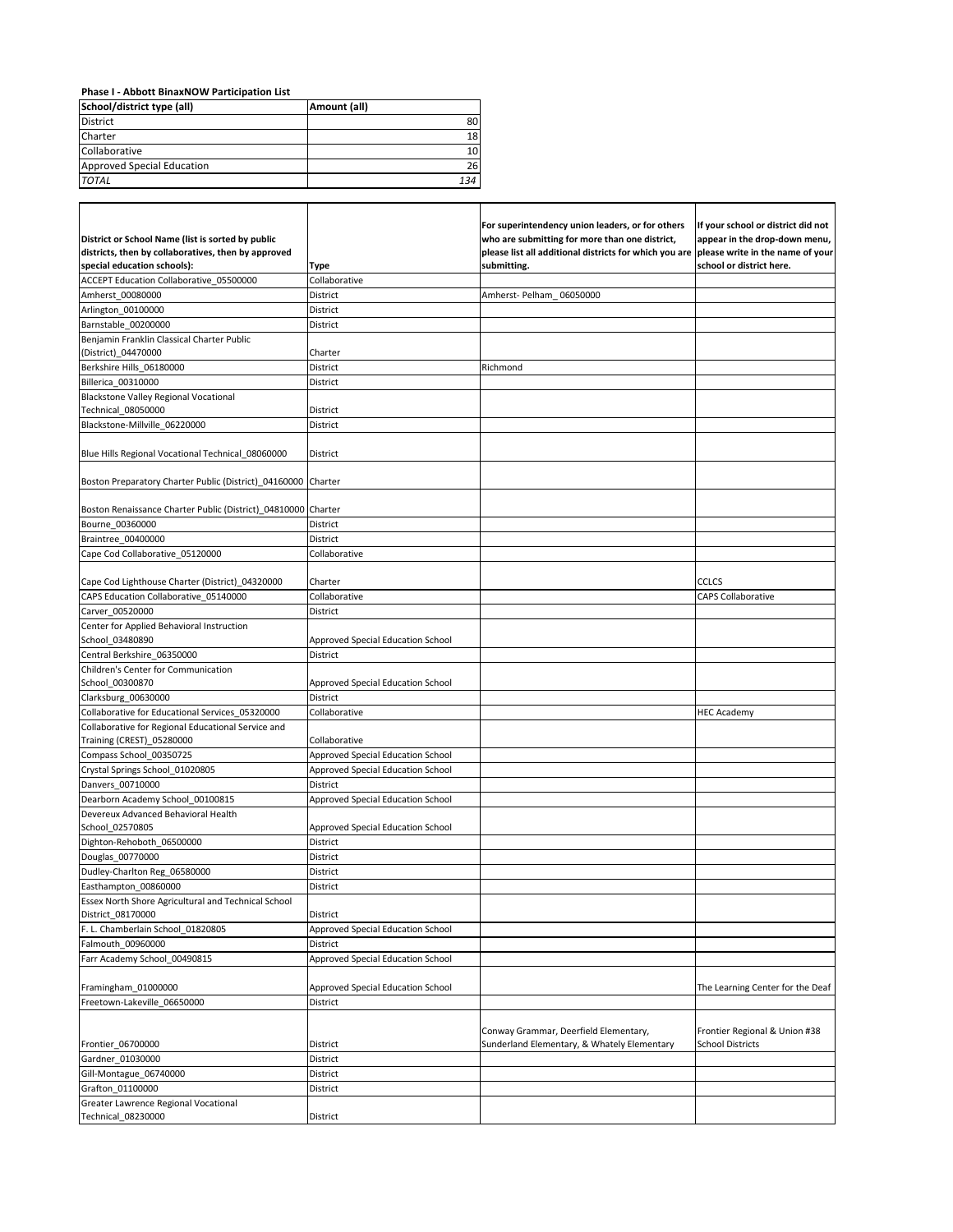**Phase I - Abbott BinaxNOW Participation List**

| School/district type (all) | Amount (all) |
|---|---|
| District | 80 |
| Charter | 18 |
| Collaborative | 10 |
| Approved Special Education | 26 |
| *TOTAL* | *134* |

| District or School Name (list is sorted by public districts, then by collaboratives, then by approved special education schools): | Type | For superintendency union leaders, or for others who are submitting for more than one district, please list all additional districts for which you are submitting. | If your school or district did not appear in the drop-down menu, please write in the name of your school or district here. |
|---|---|---|---|
| ACCEPT Education Collaborative_05500000 | Collaborative | | |
| Amherst_00080000 | District | Amherst- Pelham_ 06050000 | |
| Arlington_00100000 | District | | |
| Barnstable_00200000 | District | | |
| Benjamin Franklin Classical Charter Public (District)_04470000 | Charter | | |
| Berkshire Hills_06180000 | District | Richmond | |
| Billerica_00310000 | District | | |
| Blackstone Valley Regional Vocational Technical_08050000 | District | | |
| Blackstone-Millville_06220000 | District | | |
| Blue Hills Regional Vocational Technical_08060000 | District | | |
| Boston Preparatory Charter Public (District)_04160000 | Charter | | |
| Boston Renaissance Charter Public (District)_04810000 | Charter | | |
| Bourne_00360000 | District | | |
| Braintree_00400000 | District | | |
| Cape Cod Collaborative_05120000 | Collaborative | | |
| Cape Cod Lighthouse Charter (District)_04320000 | Charter | | CCLCS |
| CAPS Education Collaborative_05140000 | Collaborative | | CAPS Collaborative |
| Carver_00520000 | District | | |
| Center for Applied Behavioral Instruction School_03480890 | Approved Special Education School | | |
| Central Berkshire_06350000 | District | | |
| Children's Center for Communication School_00300870 | Approved Special Education School | | |
| Clarksburg_00630000 | District | | |
| Collaborative for Educational Services_05320000 | Collaborative | | HEC Academy |
| Collaborative for Regional Educational Service and Training (CREST)_05280000 | Collaborative | | |
| Compass School_00350725 | Approved Special Education School | | |
| Crystal Springs School_01020805 | Approved Special Education School | | |
| Danvers_00710000 | District | | |
| Dearborn Academy School_00100815 | Approved Special Education School | | |
| Devereux Advanced Behavioral Health School_02570805 | Approved Special Education School | | |
| Dighton-Rehoboth_06500000 | District | | |
| Douglas_00770000 | District | | |
| Dudley-Charlton Reg_06580000 | District | | |
| Easthampton_00860000 | District | | |
| Essex North Shore Agricultural and Technical School District_08170000 | District | | |
| F. L. Chamberlain School_01820805 | Approved Special Education School | | |
| Falmouth_00960000 | District | | |
| Farr Academy School_00490815 | Approved Special Education School | | |
| Framingham_01000000 | Approved Special Education School | | The Learning Center for the Deaf |
| Freetown-Lakeville_06650000 | District | | |
| Frontier_06700000 | District | Conway Grammar, Deerfield Elementary, Sunderland Elementary, & Whately Elementary | Frontier Regional & Union #38 School Districts |
| Gardner_01030000 | District | | |
| Gill-Montague_06740000 | District | | |
| Grafton_01100000 | District | | |
| Greater Lawrence Regional Vocational Technical_08230000 | District | | |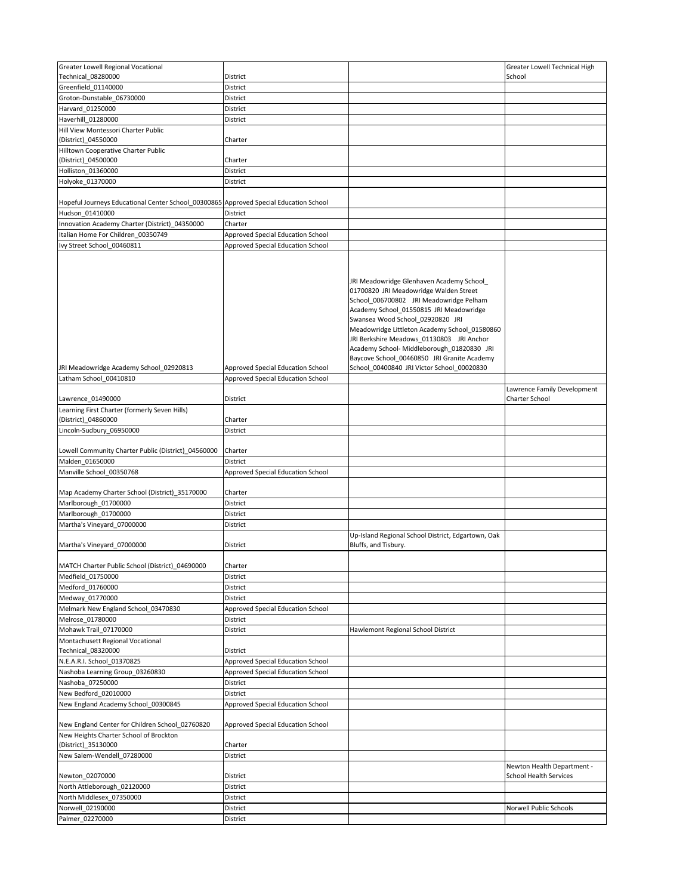| | | | |
|---|---|---|---|
| Greater Lowell Regional Vocational Technical_08280000 | District | | Greater Lowell Technical High School |
| Greenfield_01140000 | District | | |
| Groton-Dunstable_06730000 | District | | |
| Harvard_01250000 | District | | |
| Haverhill_01280000 | District | | |
| Hill View Montessori Charter Public (District)_04550000 | Charter | | |
| Hilltown Cooperative Charter Public (District)_04500000 | Charter | | |
| Holliston_01360000 | District | | |
| Holyoke_01370000 | District | | |
| Hopeful Journeys Educational Center School_00300865 | Approved Special Education School | | |
| Hudson_01410000 | District | | |
| Innovation Academy Charter (District)_04350000 | Charter | | |
| Italian Home For Children_00350749 | Approved Special Education School | | |
| Ivy Street School_00460811 | Approved Special Education School | | |
| JRI Meadowridge Academy School_02920813 | Approved Special Education School | JRI Meadowridge Glenhaven Academy School_ 01700820 JRI Meadowridge Walden Street School_006700802 JRI Meadowridge Pelham Academy School_01550815 JRI Meadowridge Swansea Wood School_02920820 JRI Meadowridge Littleton Academy School_01580860 JRI Berkshire Meadows_01130803 JRI Anchor Academy School- Middleborough_01820830 JRI Baycove School_00460850 JRI Granite Academy School_00400840 JRI Victor School_00020830 | |
| Latham School_00410810 | Approved Special Education School | | |
| Lawrence_01490000 | District | | Lawrence Family Development Charter School |
| Learning First Charter (formerly Seven Hills) (District)_04860000 | Charter | | |
| Lincoln-Sudbury_06950000 | District | | |
| Lowell Community Charter Public (District)_04560000 | Charter | | |
| Malden_01650000 | District | | |
| Manville School_00350768 | Approved Special Education School | | |
| Map Academy Charter School (District)_35170000 | Charter | | |
| Marlborough_01700000 | District | | |
| Marlborough_01700000 | District | | |
| Martha's Vineyard_07000000 | District | | |
| Martha's Vineyard_07000000 | District | Up-Island Regional School District, Edgartown, Oak Bluffs, and Tisbury. | |
| MATCH Charter Public School (District)_04690000 | Charter | | |
| Medfield_01750000 | District | | |
| Medford_01760000 | District | | |
| Medway_01770000 | District | | |
| Melmark New England School_03470830 | Approved Special Education School | | |
| Melrose_01780000 | District | | |
| Mohawk Trail_07170000 | District | Hawlemont Regional School District | |
| Montachusett Regional Vocational Technical_08320000 | District | | |
| N.E.A.R.I. School_01370825 | Approved Special Education School | | |
| Nashoba Learning Group_03260830 | Approved Special Education School | | |
| Nashoba_07250000 | District | | |
| New Bedford_02010000 | District | | |
| New England Academy School_00300845 | Approved Special Education School | | |
| New England Center for Children School_02760820 | Approved Special Education School | | |
| New Heights Charter School of Brockton (District)_35130000 | Charter | | |
| New Salem-Wendell_07280000 | District | | |
| Newton_02070000 | District | | Newton Health Department - School Health Services |
| North Attleborough_02120000 | District | | |
| North Middlesex_07350000 | District | | |
| Norwell_02190000 | District | | Norwell Public Schools |
| Palmer_02270000 | District | | |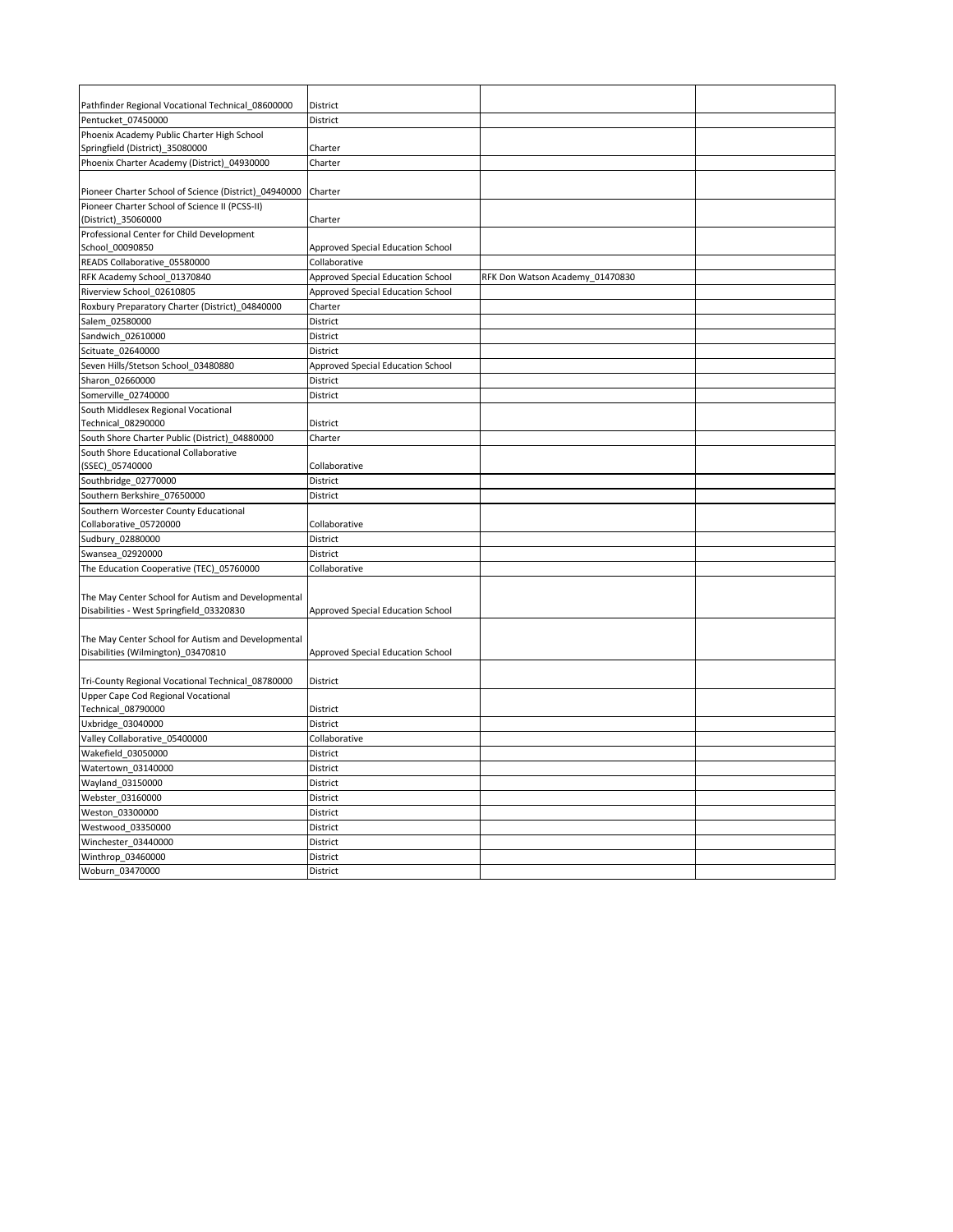| | | | |
|---|---|---|---|
| Pathfinder Regional Vocational Technical_08600000 | District | | |
| Pentucket_07450000 | District | | |
| Phoenix Academy Public Charter High School Springfield (District)_35080000 | Charter | | |
| Phoenix Charter Academy (District)_04930000 | Charter | | |
| Pioneer Charter School of Science (District)_04940000 | Charter | | |
| Pioneer Charter School of Science II (PCSS-II) (District)_35060000 | Charter | | |
| Professional Center for Child Development School_00090850 | Approved Special Education School | | |
| READS Collaborative_05580000 | Collaborative | | |
| RFK Academy School_01370840 | Approved Special Education School | RFK Don Watson Academy_01470830 | |
| Riverview School_02610805 | Approved Special Education School | | |
| Roxbury Preparatory Charter (District)_04840000 | Charter | | |
| Salem_02580000 | District | | |
| Sandwich_02610000 | District | | |
| Scituate_02640000 | District | | |
| Seven Hills/Stetson School_03480880 | Approved Special Education School | | |
| Sharon_02660000 | District | | |
| Somerville_02740000 | District | | |
| South Middlesex Regional Vocational Technical_08290000 | District | | |
| South Shore Charter Public (District)_04880000 | Charter | | |
| South Shore Educational Collaborative (SSEC)_05740000 | Collaborative | | |
| Southbridge_02770000 | District | | |
| Southern Berkshire_07650000 | District | | |
| Southern Worcester County Educational Collaborative_05720000 | Collaborative | | |
| Sudbury_02880000 | District | | |
| Swansea_02920000 | District | | |
| The Education Cooperative (TEC)_05760000 | Collaborative | | |
| The May Center School for Autism and Developmental Disabilities - West Springfield_03320830 | Approved Special Education School | | |
| The May Center School for Autism and Developmental Disabilities (Wilmington)_03470810 | Approved Special Education School | | |
| Tri-County Regional Vocational Technical_08780000 | District | | |
| Upper Cape Cod Regional Vocational Technical_08790000 | District | | |
| Uxbridge_03040000 | District | | |
| Valley Collaborative_05400000 | Collaborative | | |
| Wakefield_03050000 | District | | |
| Watertown_03140000 | District | | |
| Wayland_03150000 | District | | |
| Webster_03160000 | District | | |
| Weston_03300000 | District | | |
| Westwood_03350000 | District | | |
| Winchester_03440000 | District | | |
| Winthrop_03460000 | District | | |
| Woburn_03470000 | District | | |